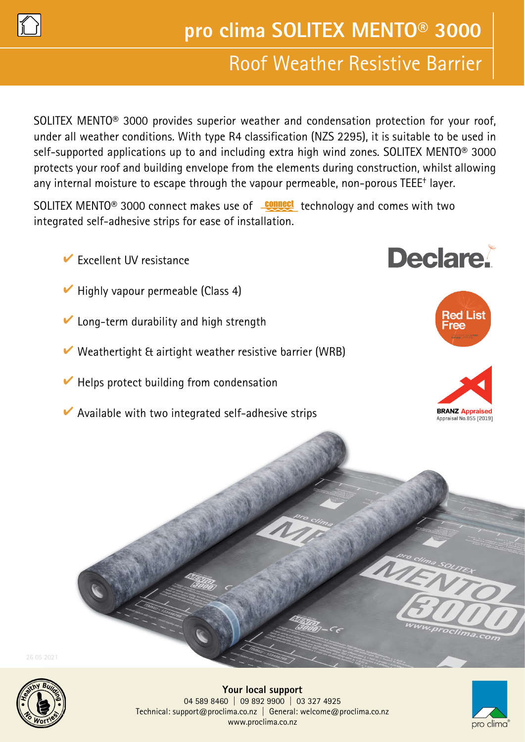# pro clima SOLITEX MENTO® 3000

## Roof Weather Resistive Barrier

SOLITEX MENTO® 3000 provides superior weather and condensation protection for your roof, under all weather conditions. With type R4 classification (NZS 2295), it is suitable to be used in self-supported applications up to and including extra high wind zones. SOLITEX MENTO® 3000 protects your roof and building envelope from the elements during construction, whilst allowing any internal moisture to escape through the vapour permeable, non-porous TEEE† layer.

SOLITEX MENTO® 3000 connect makes use of connect technology and comes with two integrated self-adhesive strips for ease of installation.

- ✔ Excellent UV resistance
- ✔ Highly vapour permeable (Class 4)
- ✔ Long-term durability and high strength
- ✔ Weathertight & airtight weather resistive barrier (WRB)
- ✔ Helps protect building from condensation
- ✔ Available with two integrated self-adhesive strips

Declare.

Red List Free

BRANZ Appraised
Appraisal No.855 [2019]

26 05 2021

**Your local support**
04 589 8460 | 09 892 9900 | 03 327 4925
Technical: support@proclima.co.nz | General: welcome@proclima.co.nz
www.proclima.co.nz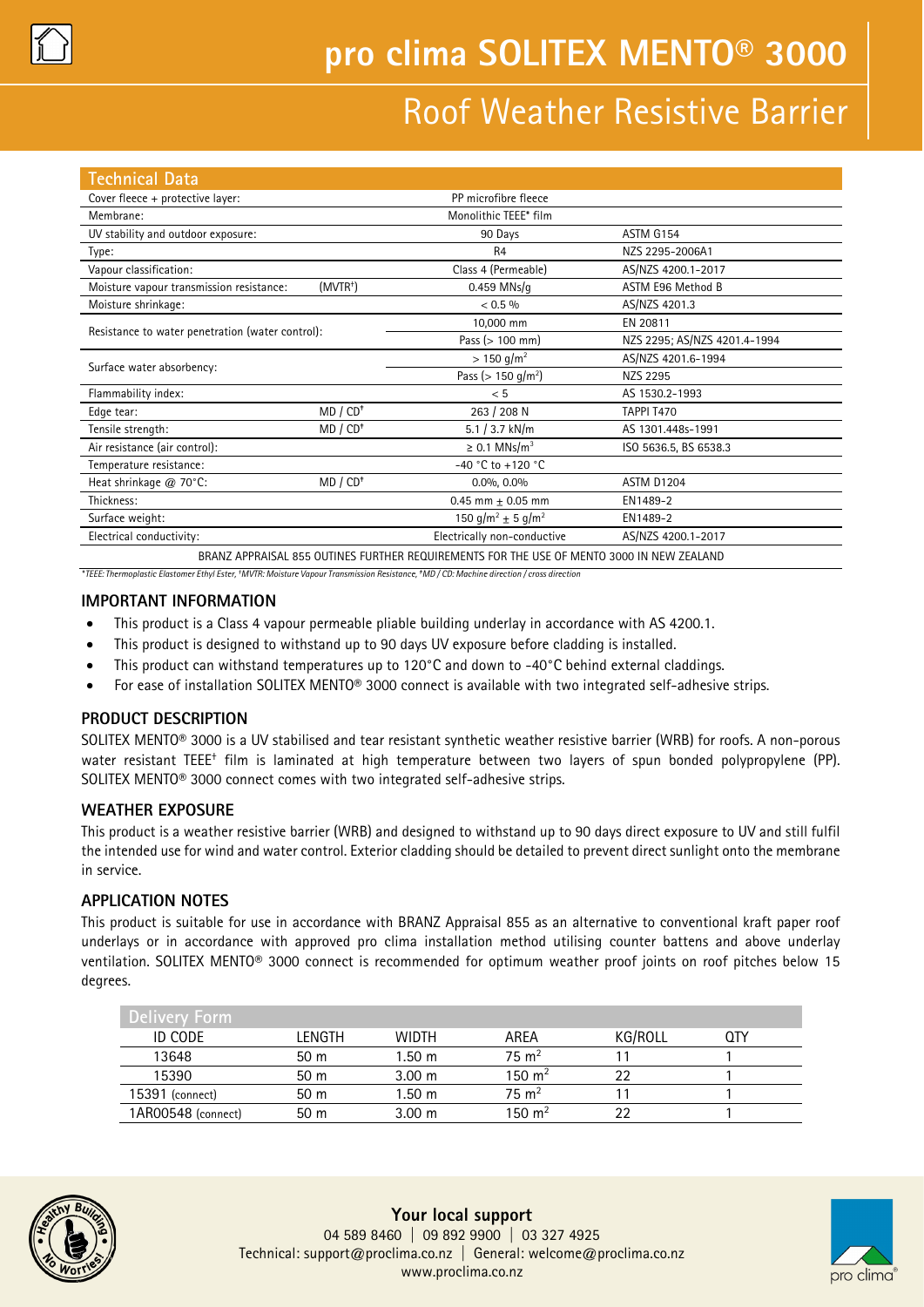# pro clima SOLITEX MENTO® 3000

## Roof Weather Resistive Barrier

| Technical Data | | | |
|---|---|---|---|
| Cover fleece + protective layer: | | PP microfibre fleece | |
| Membrane: | | Monolithic TEEE* film | |
| UV stability and outdoor exposure: | | 90 Days | ASTM G154 |
| Type: | | R4 | NZS 2295-2006A1 |
| Vapour classification: | | Class 4 (Permeable) | AS/NZS 4200.1-2017 |
| Moisture vapour transmission resistance: | (MVTR†) | 0.459 MNs/g | ASTM E96 Method B |
| Moisture shrinkage: | | < 0.5 % | AS/NZS 4201.3 |
| Resistance to water penetration (water control): | | 10,000 mm | EN 20811 |
| | | Pass (> 100 mm) | NZS 2295; AS/NZS 4201.4-1994 |
| Surface water absorbency: | | > 150 g/m² | AS/NZS 4201.6-1994 |
| | | Pass (> 150 g/m²) | NZS 2295 |
| Flammability index: | | < 5 | AS 1530.2-1993 |
| Edge tear: | MD / CD† | 263 / 208 N | TAPPI T470 |
| Tensile strength: | MD / CD† | 5.1 / 3.7 kN/m | AS 1301.448s-1991 |
| Air resistance (air control): | | ≥ 0.1 MNs/m³ | ISO 5636.5, BS 6538.3 |
| Temperature resistance: | | -40 °C to +120 °C | |
| Heat shrinkage @ 70°C: | MD / CD† | 0.0%, 0.0% | ASTM D1204 |
| Thickness: | | 0.45 mm ± 0.05 mm | EN1489-2 |
| Surface weight: | | 150 g/m² ± 5 g/m² | EN1489-2 |
| Electrical conductivity: | | Electrically non-conductive | AS/NZS 4200.1-2017 |

BRANZ APPRAISAL 855 OUTINES FURTHER REQUIREMENTS FOR THE USE OF MENTO 3000 IN NEW ZEALAND

*TEEE: Thermoplastic Elastomer Ethyl Ester, †MVTR: Moisture Vapour Transmission Resistance, †MD / CD: Machine direction / cross direction

## IMPORTANT INFORMATION

- This product is a Class 4 vapour permeable pliable building underlay in accordance with AS 4200.1.
- This product is designed to withstand up to 90 days UV exposure before cladding is installed.
- This product can withstand temperatures up to 120°C and down to -40°C behind external claddings.
- For ease of installation SOLITEX MENTO® 3000 connect is available with two integrated self-adhesive strips.

## PRODUCT DESCRIPTION

SOLITEX MENTO® 3000 is a UV stabilised and tear resistant synthetic weather resistive barrier (WRB) for roofs. A non-porous water resistant TEEE† film is laminated at high temperature between two layers of spun bonded polypropylene (PP). SOLITEX MENTO® 3000 connect comes with two integrated self-adhesive strips.

## WEATHER EXPOSURE

This product is a weather resistive barrier (WRB) and designed to withstand up to 90 days direct exposure to UV and still fulfil the intended use for wind and water control. Exterior cladding should be detailed to prevent direct sunlight onto the membrane in service.

## APPLICATION NOTES

This product is suitable for use in accordance with BRANZ Appraisal 855 as an alternative to conventional kraft paper roof underlays or in accordance with approved pro clima installation method utilising counter battens and above underlay ventilation. SOLITEX MENTO® 3000 connect is recommended for optimum weather proof joints on roof pitches below 15 degrees.

| Delivery Form | | | | | |
|---|---|---|---|---|---|
| ID CODE | LENGTH | WIDTH | AREA | KG/ROLL | QTY |
| 13648 | 50 m | 1.50 m | 75 m² | 11 | 1 |
| 15390 | 50 m | 3.00 m | 150 m² | 22 | 1 |
| 15391 (connect) | 50 m | 1.50 m | 75 m² | 11 | 1 |
| 1AR00548 (connect) | 50 m | 3.00 m | 150 m² | 22 | 1 |

**Your local support**

04 589 8460 | 09 892 9900 | 03 327 4925

Technical: support@proclima.co.nz | General: welcome@proclima.co.nz

www.proclima.co.nz